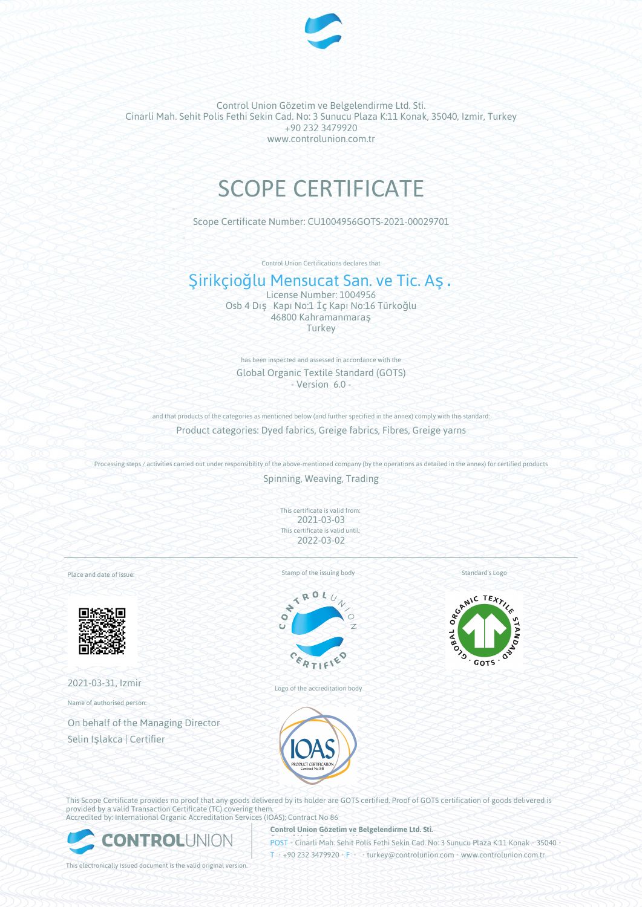Control Union Gözetim ve Belgelendirme Ltd. Sti.
Cinarli Mah. Sehit Polis Fethi Sekin Cad. No: 3 Sunucu Plaza K:11 Konak, 35040, Izmir, Turkey
+90 232 3479920
www.controlunion.com.tr

# SCOPE CERTIFICATE

Scope Certificate Number: CU1004956GOTS-2021-00029701

Control Union Certifications declares that

## Şirikçioğlu Mensucat San. ve Tic. Aş .

License Number: 1004956
Osb 4 Dış Kapı No:1 İç Kapı No:16 Türkoğlu
46800 Kahramanmaraş
Turkey

has been inspected and assessed in accordance with the

Global Organic Textile Standard (GOTS)
- Version 6.0 -

and that products of the categories as mentioned below (and further specified in the annex) comply with this standard:

Product categories: Dyed fabrics, Greige fabrics, Fibres, Greige yarns

Processing steps / activities carried out under responsibility of the above-mentioned company (by the operations as detailed in the annex) for certified products

Spinning, Weaving, Trading

This certificate is valid from:
2021-03-03
This certificate is valid until:
2022-03-02

Place and date of issue:

2021-03-31, Izmir

Name of authorised person:

On behalf of the Managing Director
Selin Işlakca | Certifier

Stamp of the issuing body

Logo of the accreditation body

Standard's Logo

This Scope Certificate provides no proof that any goods delivered by its holder are GOTS certified. Proof of GOTS certification of goods delivered is provided by a valid Transaction Certificate (TC) covering them.
Accredited by: International Organic Accreditation Services (IOAS); Contract No 86

**Control Union Gözetim ve Belgelendirme Ltd. Sti.**
POST • Cinarli Mah. Sehit Polis Fethi Sekin Cad. No: 3 Sunucu Plaza K:11 Konak • 35040 •
T • +90 232 3479920 • F • • turkey@controlunion.com • www.controlunion.com.tr

This electronically issued document is the valid original version.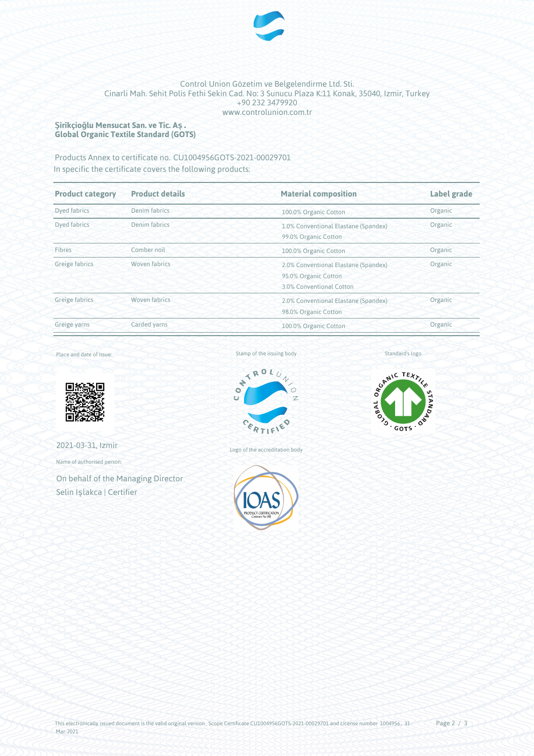Control Union Gözetim ve Belgelendirme Ltd. Sti.
Cinarli Mah. Sehit Polis Fethi Sekin Cad. No: 3 Sunucu Plaza K:11 Konak, 35040, Izmir, Turkey
+90 232 3479920
www.controlunion.com.tr

**Şirikçioğlu Mensucat San. ve Tic. Aş .**
**Global Organic Textile Standard (GOTS)**

Products Annex to certificate no. CU1004956GOTS-2021-00029701
In specific the certificate covers the following products:

| Product category | Product details | Material composition | Label grade |
|---|---|---|---|
| Dyed fabrics | Denim fabrics | 100.0% Organic Cotton | Organic |
| Dyed fabrics | Denim fabrics | 1.0% Conventional Elastane (Spandex)<br>99.0% Organic Cotton | Organic |
| Fibres | Comber noil | 100.0% Organic Cotton | Organic |
| Greige fabrics | Woven fabrics | 2.0% Conventional Elastane (Spandex)<br>95.0% Organic Cotton<br>3.0% Conventional Cotton | Organic |
| Greige fabrics | Woven fabrics | 2.0% Conventional Elastane (Spandex)<br>98.0% Organic Cotton | Organic |
| Greige yarns | Carded yarns | 100.0% Organic Cotton | Organic |

Place and date of issue:

2021-03-31, Izmir

Name of authorised person:

On behalf of the Managing Director
Selin Işlakca | Certifier

Stamp of the issuing body

Logo of the accreditation body

Standard's logo

This electronically issued document is the valid original version. Scope Certificate CU1004956GOTS-2021-00029701 and License number 1004956 , 31-Mar-2021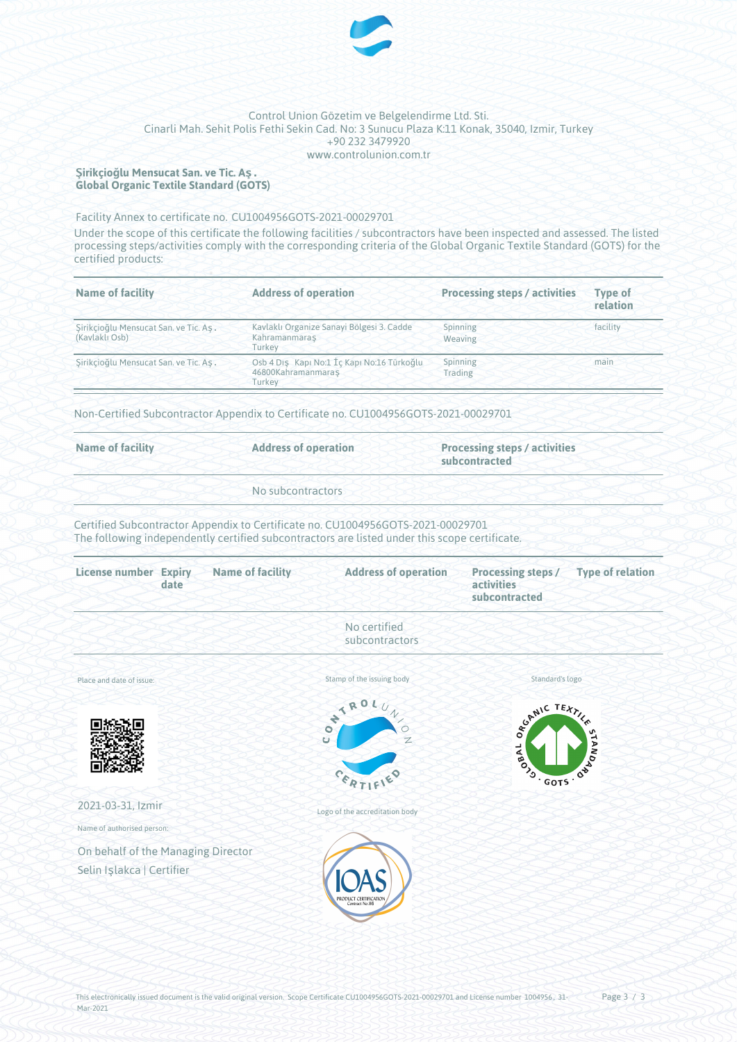Control Union Gözetim ve Belgelendirme Ltd. Sti.
Cinarli Mah. Sehit Polis Fethi Sekin Cad. No: 3 Sunucu Plaza K:11 Konak, 35040, Izmir, Turkey
+90 232 3479920
www.controlunion.com.tr

**Şirikçioğlu Mensucat San. ve Tic. Aş .**
**Global Organic Textile Standard (GOTS)**

Facility Annex to certificate no. CU1004956GOTS-2021-00029701

Under the scope of this certificate the following facilities / subcontractors have been inspected and assessed. The listed processing steps/activities comply with the corresponding criteria of the Global Organic Textile Standard (GOTS) for the certified products:

| Name of facility | Address of operation | Processing steps / activities | Type of relation |
|---|---|---|---|
| Şirikçioğlu Mensucat San. ve Tic. Aş . (Kavlaklı Osb) | Kavlaklı Organize Sanayi Bölgesi 3. Cadde Kahramanmaraş Turkey | Spinning Weaving | facility |
| Şirikçioğlu Mensucat San. ve Tic. Aş . | Osb 4 Dış Kapı No:1 İç Kapı No:16 Türkoğlu 46800Kahramanmaraş Turkey | Spinning Trading | main |

Non-Certified Subcontractor Appendix to Certificate no. CU1004956GOTS-2021-00029701

| Name of facility | Address of operation | Processing steps / activities subcontracted |
|---|---|---|
| | No subcontractors | |

Certified Subcontractor Appendix to Certificate no. CU1004956GOTS-2021-00029701
The following independently certified subcontractors are listed under this scope certificate.

| License number | Expiry date | Name of facility | Address of operation | Processing steps / activities subcontracted | Type of relation |
|---|---|---|---|---|---|
| | | | No certified subcontractors | | |

Place and date of issue:

2021-03-31, Izmir

Name of authorised person:

On behalf of the Managing Director
Selin Işlakca | Certifier

Stamp of the issuing body

Logo of the accreditation body

Standard's logo

This electronically issued document is the valid original version. Scope Certificate CU1004956GOTS-2021-00029701 and License number 1004956, 31-Mar-2021